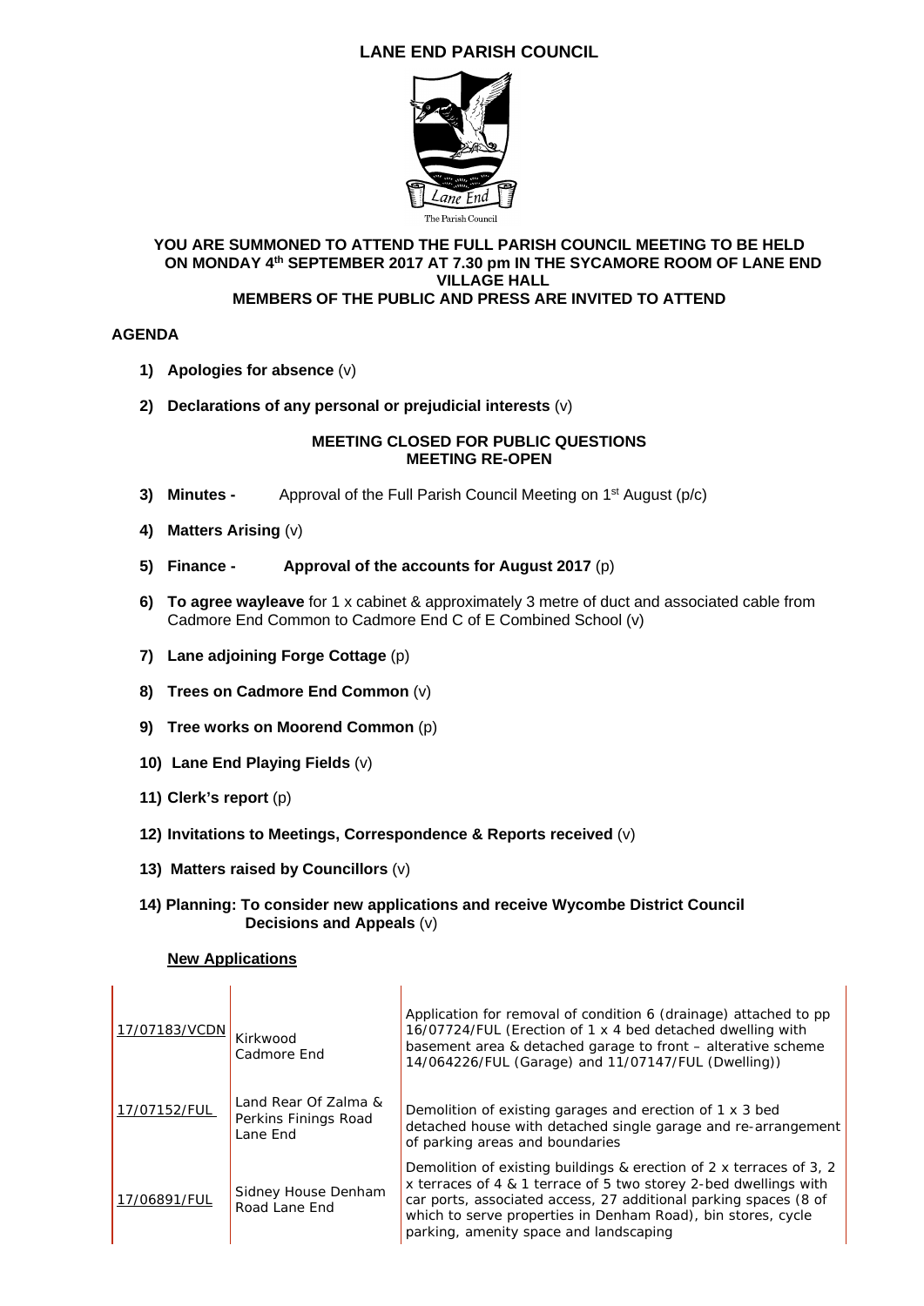# LANE END PARISH COUNCIL

The Parish Council

**YOU ARE SUMMONED TO ATTEND THE FULL PARISH COUNCIL MEETING TO BE HELD ON MONDAY 4th SEPTEMBER 2017 AT 7.30 pm IN THE SYCAMORE ROOM OF LANE END VILLAGE HALL**
**MEMBERS OF THE PUBLIC AND PRESS ARE INVITED TO ATTEND**

## AGENDA

1) **Apologies for absence** (v)

2) **Declarations of any personal or prejudicial interests** (v)

**MEETING CLOSED FOR PUBLIC QUESTIONS**
**MEETING RE-OPEN**

3) **Minutes -** Approval of the Full Parish Council Meeting on 1st August (p/c)

4) **Matters Arising** (v)

5) **Finance - Approval of the accounts for August 2017** (p)

6) **To agree wayleave** for 1 x cabinet & approximately 3 metre of duct and associated cable from Cadmore End Common to Cadmore End C of E Combined School (v)

7) **Lane adjoining Forge Cottage** (p)

8) **Trees on Cadmore End Common** (v)

9) **Tree works on Moorend Common** (p)

10) **Lane End Playing Fields** (v)

11) **Clerk's report** (p)

12) **Invitations to Meetings, Correspondence & Reports received** (v)

13) **Matters raised by Councillors** (v)

14) **Planning: To consider new applications and receive Wycombe District Council Decisions and Appeals** (v)

**New Applications**

| | | |
|---|---|---|
| 17/07183/VCDN | Kirkwood Cadmore End | Application for removal of condition 6 (drainage) attached to pp 16/07724/FUL (Erection of 1 x 4 bed detached dwelling with basement area & detached garage to front – alterative scheme 14/064226/FUL (Garage) and 11/07147/FUL (Dwelling)) |
| 17/07152/FUL | Land Rear Of Zalma & Perkins Finings Road Lane End | Demolition of existing garages and erection of 1 x 3 bed detached house with detached single garage and re-arrangement of parking areas and boundaries |
| 17/06891/FUL | Sidney House Denham Road Lane End | Demolition of existing buildings & erection of 2 x terraces of 3, 2 x terraces of 4 & 1 terrace of 5 two storey 2-bed dwellings with car ports, associated access, 27 additional parking spaces (8 of which to serve properties in Denham Road), bin stores, cycle parking, amenity space and landscaping |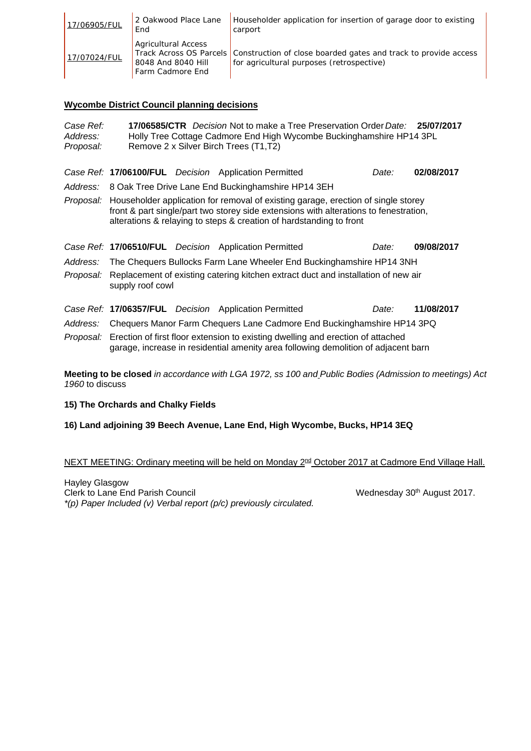| | | |
|---|---|---|
| 17/06905/FUL | 2 Oakwood Place Lane End | Householder application for insertion of garage door to existing carport |
| 17/07024/FUL | Agricultural Access Track Across OS Parcels 8048 And 8040 Hill Farm Cadmore End | Construction of close boarded gates and track to provide access for agricultural purposes (retrospective) |

**Wycombe District Council planning decisions**

*Case Ref:* **17/06585/CTR** *Decision* Not to make a Tree Preservation Order *Date:* **25/07/2017**
*Address:* Holly Tree Cottage Cadmore End High Wycombe Buckinghamshire HP14 3PL
*Proposal:* Remove 2 x Silver Birch Trees (T1,T2)

*Case Ref:* **17/06100/FUL** *Decision* Application Permitted *Date:* **02/08/2017**
*Address:* 8 Oak Tree Drive Lane End Buckinghamshire HP14 3EH
*Proposal:* Householder application for removal of existing garage, erection of single storey front & part single/part two storey side extensions with alterations to fenestration, alterations & relaying to steps & creation of hardstanding to front

*Case Ref:* **17/06510/FUL** *Decision* Application Permitted *Date:* **09/08/2017**
*Address:* The Chequers Bullocks Farm Lane Wheeler End Buckinghamshire HP14 3NH
*Proposal:* Replacement of existing catering kitchen extract duct and installation of new air supply roof cowl

*Case Ref:* **17/06357/FUL** *Decision* Application Permitted *Date:* **11/08/2017**
*Address:* Chequers Manor Farm Chequers Lane Cadmore End Buckinghamshire HP14 3PQ
*Proposal:* Erection of first floor extension to existing dwelling and erection of attached garage, increase in residential amenity area following demolition of adjacent barn

**Meeting to be closed** *in accordance with LGA 1972, ss 100 and Public Bodies (Admission to meetings) Act 1960* to discuss

**15) The Orchards and Chalky Fields**

**16) Land adjoining 39 Beech Avenue, Lane End, High Wycombe, Bucks, HP14 3EQ**

NEXT MEETING: Ordinary meeting will be held on Monday 2nd October 2017 at Cadmore End Village Hall.

Hayley Glasgow
Clerk to Lane End Parish Council — Wednesday 30th August 2017.
*\*(p) Paper Included (v) Verbal report (p/c) previously circulated.*